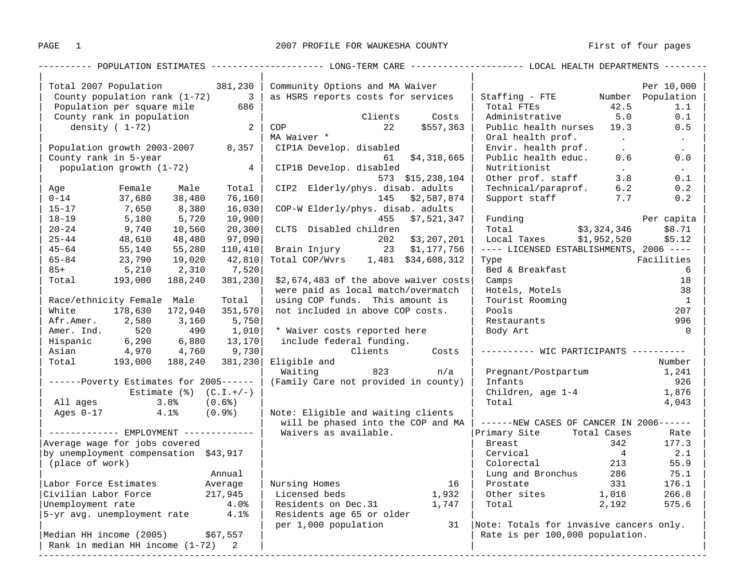# 2007 PROFILE FOR WAUKESHA COUNTY

First of four pages

## POPULATION ESTIMATES

| | |
|---|---|
| Total 2007 Population | 381,230 |
| County population rank (1-72) | 3 |
| Population per square mile | 686 |
| County rank in population density ( 1-72) | 2 |
| Population growth 2003-2007 | 8,357 |
| County rank in 5-year population growth (1-72) | 4 |

| Age | Female | Male | Total |
|---|---|---|---|
| 0-14 | 37,680 | 38,480 | 76,160 |
| 15-17 | 7,650 | 8,380 | 16,030 |
| 18-19 | 5,180 | 5,720 | 10,900 |
| 20-24 | 9,740 | 10,560 | 20,300 |
| 25-44 | 48,610 | 48,480 | 97,090 |
| 45-64 | 55,140 | 55,280 | 110,410 |
| 65-84 | 23,790 | 19,020 | 42,810 |
| 85+ | 5,210 | 2,310 | 7,520 |
| Total | 193,000 | 188,240 | 381,230 |

| Race/ethnicity | Female | Male | Total |
|---|---|---|---|
| White | 178,630 | 172,940 | 351,570 |
| Afr.Amer. | 2,580 | 3,160 | 5,750 |
| Amer. Ind. | 520 | 490 | 1,010 |
| Hispanic | 6,290 | 6,880 | 13,170 |
| Asian | 4,970 | 4,760 | 9,730 |
| Total | 193,000 | 188,240 | 381,230 |

### Poverty Estimates for 2005

| | Estimate (%) | (C.I.+/-) |
|---|---|---|
| All ages | 3.8% | (0.6%) |
| Ages 0-17 | 4.1% | (0.9%) |

## EMPLOYMENT

Average wage for jobs covered by unemployment compensation (place of work): $43,917

| Labor Force Estimates | Annual Average |
|---|---|
| Civilian Labor Force | 217,945 |
| Unemployment rate | 4.0% |
| 5-yr avg. unemployment rate | 4.1% |

Median HH income (2005): $67,557
Rank in median HH income (1-72): 2

## LONG-TERM CARE

Community Options and MA Waiver as HSRS reports costs for services

| | Clients | Costs |
|---|---|---|
| COP | 22 | $557,363 |
| MA Waiver * | | |
| CIP1A Develop. disabled | 61 | $4,318,665 |
| CIP1B Develop. disabled | 573 | $15,238,104 |
| CIP2 Elderly/phys. disab. adults | 145 | $2,587,874 |
| COP-W Elderly/phys. disab. adults | 455 | $7,521,347 |
| CLTS Disabled children | 202 | $3,207,201 |
| Brain Injury | 23 | $1,177,756 |
| Total COP/Wvrs | 1,481 | $34,608,312 |

$2,674,483 of the above waiver costs were paid as local match/overmatch using COP funds. This amount is not included in above COP costs.

* Waiver costs reported here include federal funding.

| | Clients | Costs |
|---|---|---|
| Eligible and Waiting | 823 | n/a |

(Family Care not provided in county)

Note: Eligible and waiting clients will be phased into the COP and MA Waivers as available.

| | |
|---|---|
| Nursing Homes | 16 |
| Licensed beds | 1,932 |
| Residents on Dec.31 | 1,747 |
| Residents age 65 or older per 1,000 population | 31 |

## LOCAL HEALTH DEPARTMENTS

| Staffing - FTE | Number | Per 10,000 Population |
|---|---|---|
| Total FTEs | 42.5 | 1.1 |
| Administrative | 5.0 | 0.1 |
| Public health nurses | 19.3 | 0.5 |
| Oral health prof. | . | . |
| Envir. health prof. | . | . |
| Public health educ. | 0.6 | 0.0 |
| Nutritionist | . | . |
| Other prof. staff | 3.8 | 0.1 |
| Technical/paraprof. | 6.2 | 0.2 |
| Support staff | 7.7 | 0.2 |

| Funding | | Per capita |
|---|---|---|
| Total | $3,324,346 | $8.71 |
| Local Taxes | $1,952,520 | $5.12 |

## LICENSED ESTABLISHMENTS, 2006

| Type | Facilities |
|---|---|
| Bed & Breakfast | 6 |
| Camps | 18 |
| Hotels, Motels | 38 |
| Tourist Rooming | 1 |
| Pools | 207 |
| Restaurants | 996 |
| Body Art | 0 |

## WIC PARTICIPANTS

| | Number |
|---|---|
| Pregnant/Postpartum | 1,241 |
| Infants | 926 |
| Children, age 1-4 | 1,876 |
| Total | 4,043 |

## NEW CASES OF CANCER IN 2006

| Primary Site | Total Cases | Rate |
|---|---|---|
| Breast | 342 | 177.3 |
| Cervical | 4 | 2.1 |
| Colorectal | 213 | 55.9 |
| Lung and Bronchus | 286 | 75.1 |
| Prostate | 331 | 176.1 |
| Other sites | 1,016 | 266.8 |
| Total | 2,192 | 575.6 |

Note: Totals for invasive cancers only. Rate is per 100,000 population.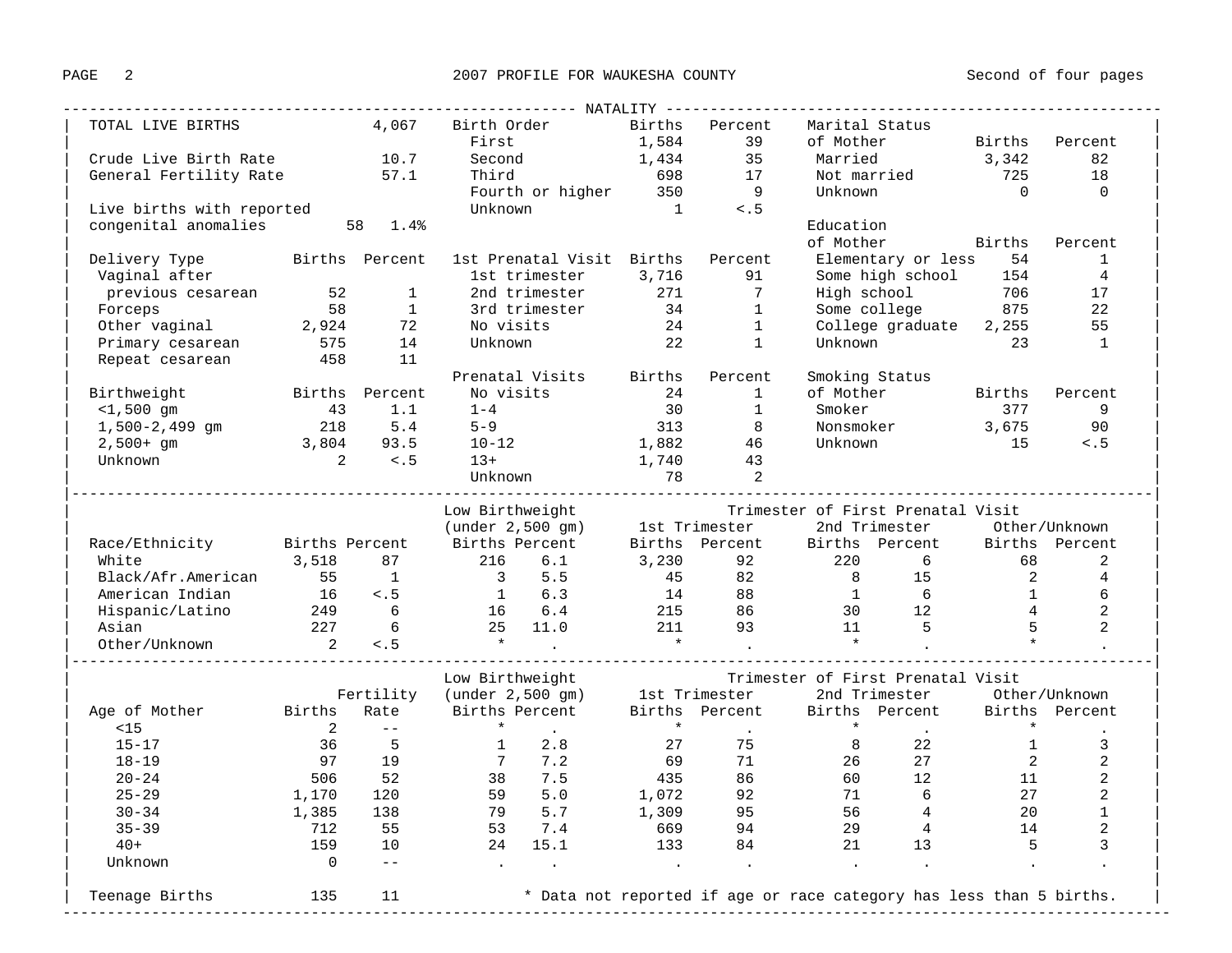## NATALITY

TOTAL LIVE BIRTHS 4,067

Crude Live Birth Rate 10.7
General Fertility Rate 57.1

Live births with reported congenital anomalies 58 1.4%

| Delivery Type | Births | Percent |
|---|---|---|
| Vaginal after previous cesarean | 52 | 1 |
| Forceps | 58 | 1 |
| Other vaginal | 2,924 | 72 |
| Primary cesarean | 575 | 14 |
| Repeat cesarean | 458 | 11 |

| Birthweight | Births | Percent |
|---|---|---|
| <1,500 gm | 43 | 1.1 |
| 1,500-2,499 gm | 218 | 5.4 |
| 2,500+ gm | 3,804 | 93.5 |
| Unknown | 2 | <.5 |

| Birth Order | Births | Percent |
|---|---|---|
| First | 1,584 | 39 |
| Second | 1,434 | 35 |
| Third | 698 | 17 |
| Fourth or higher | 350 | 9 |
| Unknown | 1 | <.5 |

| 1st Prenatal Visit | Births | Percent |
|---|---|---|
| 1st trimester | 3,716 | 91 |
| 2nd trimester | 271 | 7 |
| 3rd trimester | 34 | 1 |
| No visits | 24 | 1 |
| Unknown | 22 | 1 |

| Prenatal Visits | Births | Percent |
|---|---|---|
| No visits | 24 | 1 |
| 1-4 | 30 | 1 |
| 5-9 | 313 | 8 |
| 10-12 | 1,882 | 46 |
| 13+ | 1,740 | 43 |
| Unknown | 78 | 2 |

| Marital Status of Mother | Births | Percent |
|---|---|---|
| Married | 3,342 | 82 |
| Not married | 725 | 18 |
| Unknown | 0 | 0 |

| Education of Mother | Births | Percent |
|---|---|---|
| Elementary or less | 54 | 1 |
| Some high school | 154 | 4 |
| High school | 706 | 17 |
| Some college | 875 | 22 |
| College graduate | 2,255 | 55 |
| Unknown | 23 | 1 |

| Smoking Status of Mother | Births | Percent |
|---|---|---|
| Smoker | 377 | 9 |
| Nonsmoker | 3,675 | 90 |
| Unknown | 15 | <.5 |

| | | | Low Birthweight (under 2,500 gm) | | Trimester of First Prenatal Visit | | | | | |
|---|---|---|---|---|---|---|---|---|---|---|
| | | | | | 1st Trimester | | 2nd Trimester | | Other/Unknown | |
| Race/Ethnicity | Births | Percent | Births | Percent | Births | Percent | Births | Percent | Births | Percent |
| White | 3,518 | 87 | 216 | 6.1 | 3,230 | 92 | 220 | 6 | 68 | 2 |
| Black/Afr.American | 55 | 1 | 3 | 5.5 | 45 | 82 | 8 | 15 | 2 | 4 |
| American Indian | 16 | <.5 | 1 | 6.3 | 14 | 88 | 1 | 6 | 1 | 6 |
| Hispanic/Latino | 249 | 6 | 16 | 6.4 | 215 | 86 | 30 | 12 | 4 | 2 |
| Asian | 227 | 6 | 25 | 11.0 | 211 | 93 | 11 | 5 | 5 | 2 |
| Other/Unknown | 2 | <.5 | * | . | * | . | * | . | * | . |

| | | | Low Birthweight (under 2,500 gm) | | Trimester of First Prenatal Visit | | | | | |
|---|---|---|---|---|---|---|---|---|---|---|
| | | | | | 1st Trimester | | 2nd Trimester | | Other/Unknown | |
| Age of Mother | Births | Fertility Rate | Births | Percent | Births | Percent | Births | Percent | Births | Percent |
| <15 | 2 | -- | * | . | * | . | * | . | * | . |
| 15-17 | 36 | 5 | 1 | 2.8 | 27 | 75 | 8 | 22 | 1 | 3 |
| 18-19 | 97 | 19 | 7 | 7.2 | 69 | 71 | 26 | 27 | 2 | 2 |
| 20-24 | 506 | 52 | 38 | 7.5 | 435 | 86 | 60 | 12 | 11 | 2 |
| 25-29 | 1,170 | 120 | 59 | 5.0 | 1,072 | 92 | 71 | 6 | 27 | 2 |
| 30-34 | 1,385 | 138 | 79 | 5.7 | 1,309 | 95 | 56 | 4 | 20 | 1 |
| 35-39 | 712 | 55 | 53 | 7.4 | 669 | 94 | 29 | 4 | 14 | 2 |
| 40+ | 159 | 10 | 24 | 15.1 | 133 | 84 | 21 | 13 | 5 | 3 |
| Unknown | 0 | -- | . | . | . | . | . | . | . | . |
| Teenage Births | 135 | 11 | | | | | | | | |

* Data not reported if age or race category has less than 5 births.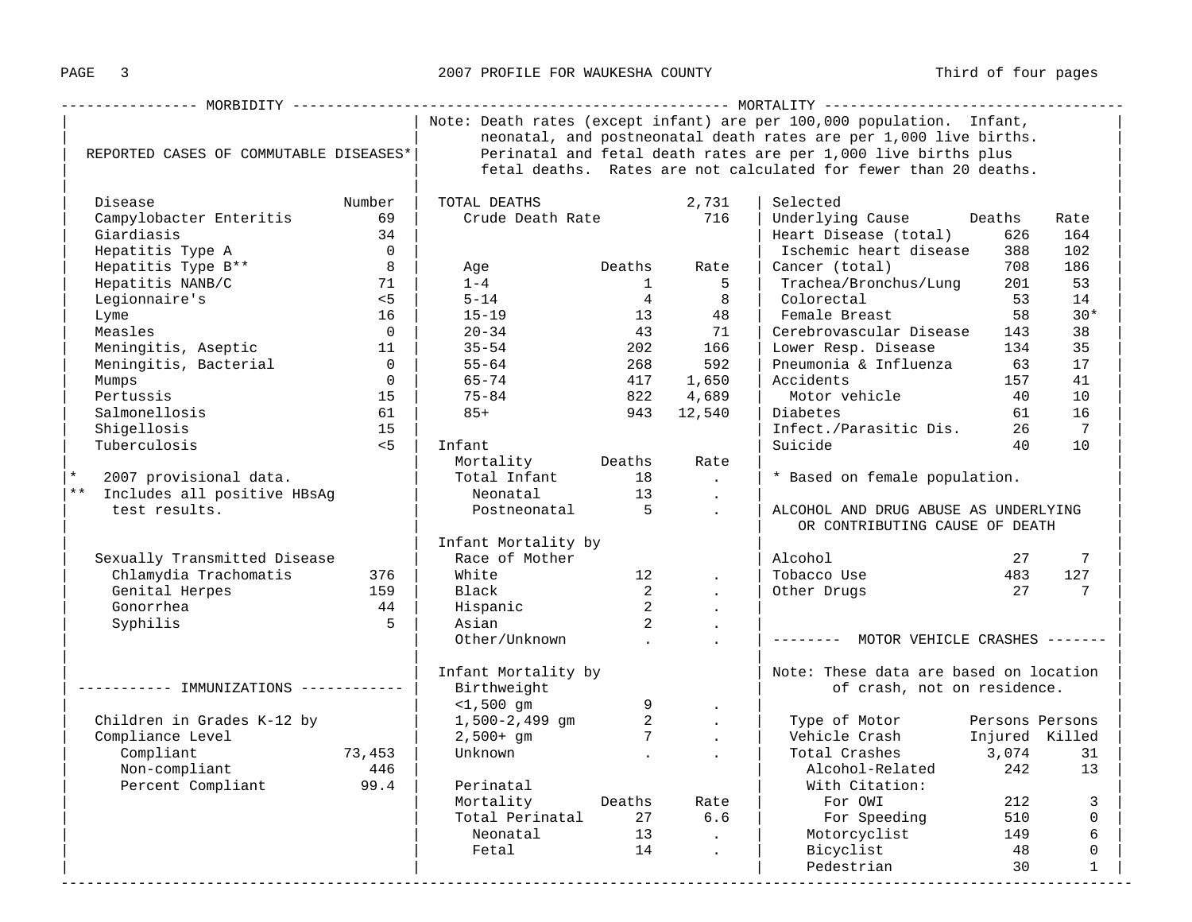## MORBIDITY

### REPORTED CASES OF COMMUTABLE DISEASES*

| Disease | Number |
|---|---|
| Campylobacter Enteritis | 69 |
| Giardiasis | 34 |
| Hepatitis Type A | 0 |
| Hepatitis Type B** | 8 |
| Hepatitis NANB/C | 71 |
| Legionnaire's | <5 |
| Lyme | 16 |
| Measles | 0 |
| Meningitis, Aseptic | 11 |
| Meningitis, Bacterial | 0 |
| Mumps | 0 |
| Pertussis | 15 |
| Salmonellosis | 61 |
| Shigellosis | 15 |
| Tuberculosis | <5 |

\* 2007 provisional data.
\** Includes all positive HBsAg test results.

| Sexually Transmitted Disease | Number |
|---|---|
| Chlamydia Trachomatis | 376 |
| Genital Herpes | 159 |
| Gonorrhea | 44 |
| Syphilis | 5 |

### IMMUNIZATIONS

| Children in Grades K-12 by Compliance Level | |
|---|---|
| Compliant | 73,453 |
| Non-compliant | 446 |
| Percent Compliant | 99.4 |

## MORTALITY

Note: Death rates (except infant) are per 100,000 population. Infant, neonatal, and postneonatal death rates are per 1,000 live births. Perinatal and fetal death rates are per 1,000 live births plus fetal deaths. Rates are not calculated for fewer than 20 deaths.

TOTAL DEATHS 2,731
Crude Death Rate 716

| Age | Deaths | Rate |
|---|---|---|
| 1-4 | 1 | 5 |
| 5-14 | 4 | 8 |
| 15-19 | 13 | 48 |
| 20-34 | 43 | 71 |
| 35-54 | 202 | 166 |
| 55-64 | 268 | 592 |
| 65-74 | 417 | 1,650 |
| 75-84 | 822 | 4,689 |
| 85+ | 943 | 12,540 |

| Infant Mortality | Deaths | Rate |
|---|---|---|
| Total Infant | 18 | . |
| Neonatal | 13 | . |
| Postneonatal | 5 | . |

| Infant Mortality by Race of Mother | Deaths | Rate |
|---|---|---|
| White | 12 | . |
| Black | 2 | . |
| Hispanic | 2 | . |
| Asian | 2 | . |
| Other/Unknown | . | . |

| Infant Mortality by Birthweight | Deaths | Rate |
|---|---|---|
| <1,500 gm | 9 | . |
| 1,500-2,499 gm | 2 | . |
| 2,500+ gm | 7 | . |
| Unknown | . | . |

| Perinatal Mortality | Deaths | Rate |
|---|---|---|
| Total Perinatal | 27 | 6.6 |
| Neonatal | 13 | . |
| Fetal | 14 | . |

| Selected Underlying Cause | Deaths | Rate |
|---|---|---|
| Heart Disease (total) | 626 | 164 |
| Ischemic heart disease | 388 | 102 |
| Cancer (total) | 708 | 186 |
| Trachea/Bronchus/Lung | 201 | 53 |
| Colorectal | 53 | 14 |
| Female Breast | 58 | 30* |
| Cerebrovascular Disease | 143 | 38 |
| Lower Resp. Disease | 134 | 35 |
| Pneumonia & Influenza | 63 | 17 |
| Accidents | 157 | 41 |
| Motor vehicle | 40 | 10 |
| Diabetes | 61 | 16 |
| Infect./Parasitic Dis. | 26 | 7 |
| Suicide | 40 | 10 |

\* Based on female population.

### ALCOHOL AND DRUG ABUSE AS UNDERLYING OR CONTRIBUTING CAUSE OF DEATH

| | Deaths | Rate |
|---|---|---|
| Alcohol | 27 | 7 |
| Tobacco Use | 483 | 127 |
| Other Drugs | 27 | 7 |

### MOTOR VEHICLE CRASHES

Note: These data are based on location of crash, not on residence.

| Type of Motor Vehicle Crash | Persons Injured | Persons Killed |
|---|---|---|
| Total Crashes | 3,074 | 31 |
| Alcohol-Related | 242 | 13 |
| With Citation: | | |
| For OWI | 212 | 3 |
| For Speeding | 510 | 0 |
| Motorcyclist | 149 | 6 |
| Bicyclist | 48 | 0 |
| Pedestrian | 30 | 1 |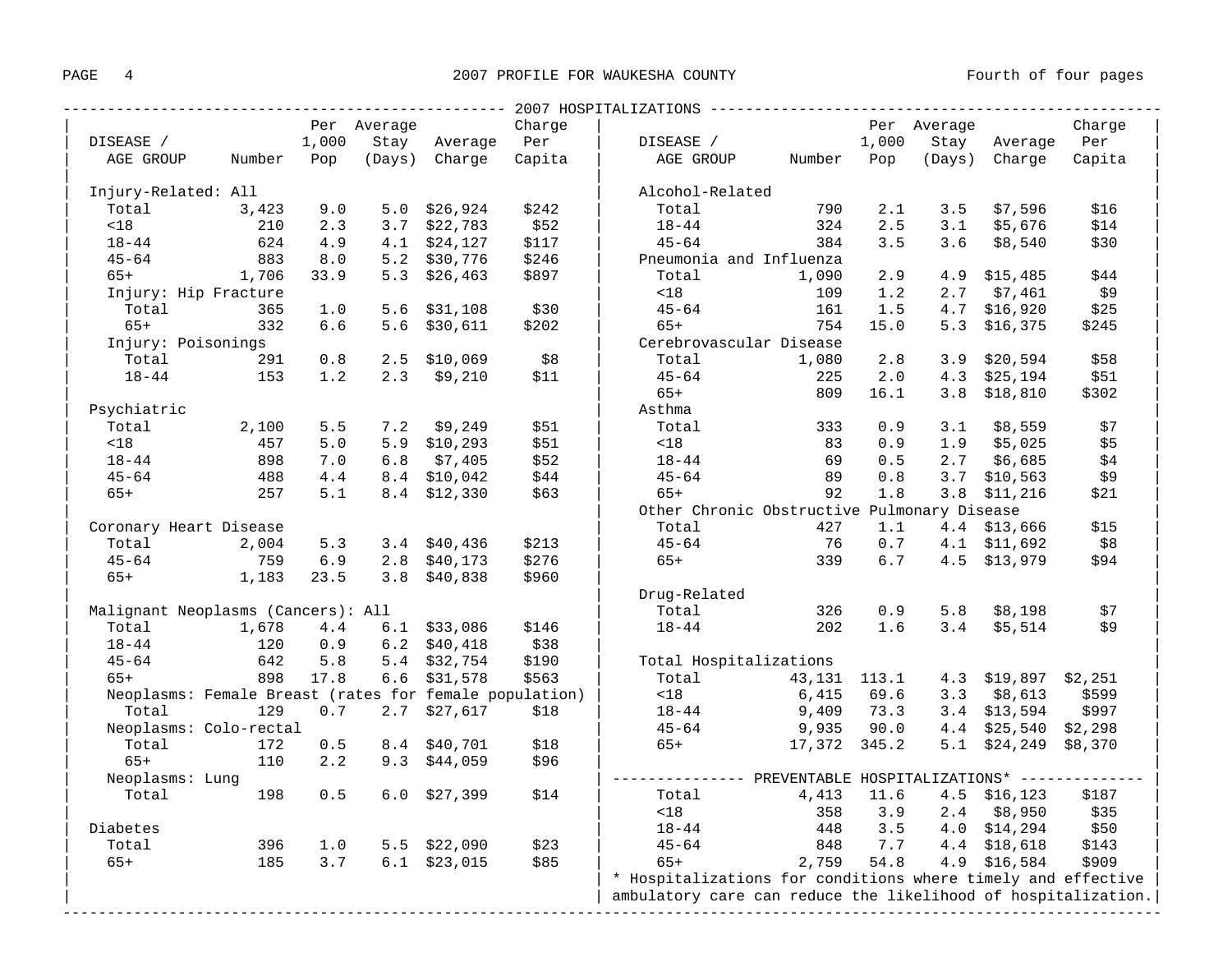## 2007 HOSPITALIZATIONS

| DISEASE / AGE GROUP | Number | Per 1,000 Pop | Average Stay (Days) | Average Charge | Charge Per Capita |
|---|---|---|---|---|---|
| **Injury-Related: All** | | | | | |
| Total | 3,423 | 9.0 | 5.0 | $26,924 | $242 |
| <18 | 210 | 2.3 | 3.7 | $22,783 | $52 |
| 18-44 | 624 | 4.9 | 4.1 | $24,127 | $117 |
| 45-64 | 883 | 8.0 | 5.2 | $30,776 | $246 |
| 65+ | 1,706 | 33.9 | 5.3 | $26,463 | $897 |
| Injury: Hip Fracture | | | | | |
| Total | 365 | 1.0 | 5.6 | $31,108 | $30 |
| 65+ | 332 | 6.6 | 5.6 | $30,611 | $202 |
| Injury: Poisonings | | | | | |
| Total | 291 | 0.8 | 2.5 | $10,069 | $8 |
| 18-44 | 153 | 1.2 | 2.3 | $9,210 | $11 |
| **Psychiatric** | | | | | |
| Total | 2,100 | 5.5 | 7.2 | $9,249 | $51 |
| <18 | 457 | 5.0 | 5.9 | $10,293 | $51 |
| 18-44 | 898 | 7.0 | 6.8 | $7,405 | $52 |
| 45-64 | 488 | 4.4 | 8.4 | $10,042 | $44 |
| 65+ | 257 | 5.1 | 8.4 | $12,330 | $63 |
| **Coronary Heart Disease** | | | | | |
| Total | 2,004 | 5.3 | 3.4 | $40,436 | $213 |
| 45-64 | 759 | 6.9 | 2.8 | $40,173 | $276 |
| 65+ | 1,183 | 23.5 | 3.8 | $40,838 | $960 |
| **Malignant Neoplasms (Cancers): All** | | | | | |
| Total | 1,678 | 4.4 | 6.1 | $33,086 | $146 |
| 18-44 | 120 | 0.9 | 6.2 | $40,418 | $38 |
| 45-64 | 642 | 5.8 | 5.4 | $32,754 | $190 |
| 65+ | 898 | 17.8 | 6.6 | $31,578 | $563 |
| Neoplasms: Female Breast (rates for female population) | | | | | |
| Total | 129 | 0.7 | 2.7 | $27,617 | $18 |
| Neoplasms: Colo-rectal | | | | | |
| Total | 172 | 0.5 | 8.4 | $40,701 | $18 |
| 65+ | 110 | 2.2 | 9.3 | $44,059 | $96 |
| Neoplasms: Lung | | | | | |
| Total | 198 | 0.5 | 6.0 | $27,399 | $14 |
| **Diabetes** | | | | | |
| Total | 396 | 1.0 | 5.5 | $22,090 | $23 |
| 65+ | 185 | 3.7 | 6.1 | $23,015 | $85 |
| **Alcohol-Related** | | | | | |
| Total | 790 | 2.1 | 3.5 | $7,596 | $16 |
| 18-44 | 324 | 2.5 | 3.1 | $5,676 | $14 |
| 45-64 | 384 | 3.5 | 3.6 | $8,540 | $30 |
| **Pneumonia and Influenza** | | | | | |
| Total | 1,090 | 2.9 | 4.9 | $15,485 | $44 |
| <18 | 109 | 1.2 | 2.7 | $7,461 | $9 |
| 45-64 | 161 | 1.5 | 4.7 | $16,920 | $25 |
| 65+ | 754 | 15.0 | 5.3 | $16,375 | $245 |
| **Cerebrovascular Disease** | | | | | |
| Total | 1,080 | 2.8 | 3.9 | $20,594 | $58 |
| 45-64 | 225 | 2.0 | 4.3 | $25,194 | $51 |
| 65+ | 809 | 16.1 | 3.8 | $18,810 | $302 |
| **Asthma** | | | | | |
| Total | 333 | 0.9 | 3.1 | $8,559 | $7 |
| <18 | 83 | 0.9 | 1.9 | $5,025 | $5 |
| 18-44 | 69 | 0.5 | 2.7 | $6,685 | $4 |
| 45-64 | 89 | 0.8 | 3.7 | $10,563 | $9 |
| 65+ | 92 | 1.8 | 3.8 | $11,216 | $21 |
| **Other Chronic Obstructive Pulmonary Disease** | | | | | |
| Total | 427 | 1.1 | 4.4 | $13,666 | $15 |
| 45-64 | 76 | 0.7 | 4.1 | $11,692 | $8 |
| 65+ | 339 | 6.7 | 4.5 | $13,979 | $94 |
| **Drug-Related** | | | | | |
| Total | 326 | 0.9 | 5.8 | $8,198 | $7 |
| 18-44 | 202 | 1.6 | 3.4 | $5,514 | $9 |
| **Total Hospitalizations** | | | | | |
| Total | 43,131 | 113.1 | 4.3 | $19,897 | $2,251 |
| <18 | 6,415 | 69.6 | 3.3 | $8,613 | $599 |
| 18-44 | 9,409 | 73.3 | 3.4 | $13,594 | $997 |
| 45-64 | 9,935 | 90.0 | 4.4 | $25,540 | $2,298 |
| 65+ | 17,372 | 345.2 | 5.1 | $24,249 | $8,370 |

## PREVENTABLE HOSPITALIZATIONS*

| AGE GROUP | Number | Per 1,000 Pop | Average Stay (Days) | Average Charge | Charge Per Capita |
|---|---|---|---|---|---|
| Total | 4,413 | 11.6 | 4.5 | $16,123 | $187 |
| <18 | 358 | 3.9 | 2.4 | $8,950 | $35 |
| 18-44 | 448 | 3.5 | 4.0 | $14,294 | $50 |
| 45-64 | 848 | 7.7 | 4.4 | $18,618 | $143 |
| 65+ | 2,759 | 54.8 | 4.9 | $16,584 | $909 |

* Hospitalizations for conditions where timely and effective ambulatory care can reduce the likelihood of hospitalization.